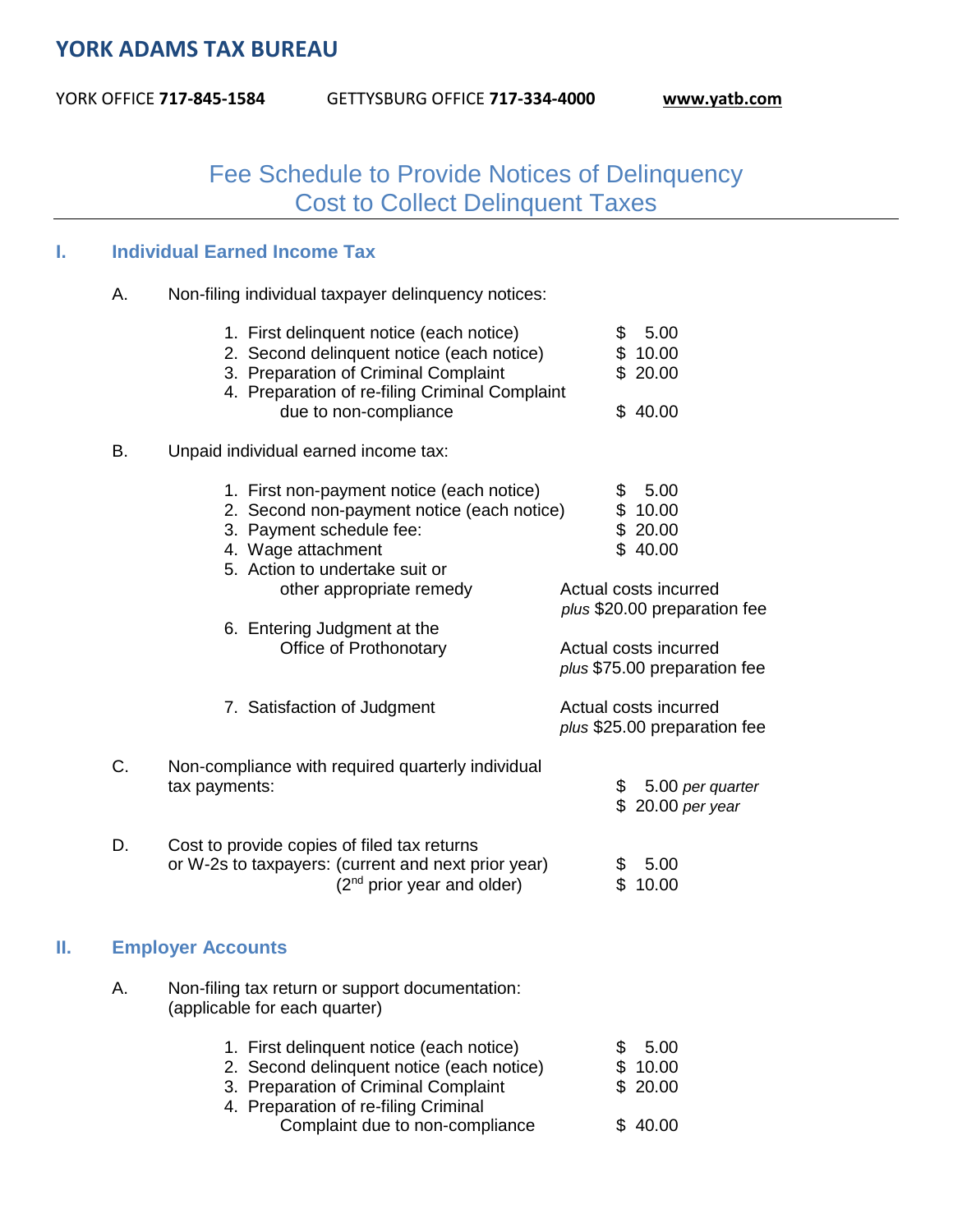# YORK ADAMS TAX BUREAU

YORK OFFICE **717-845-1584** GETTYSBURG OFFICE **717-334-4000** **www.yatb.com**

## Fee Schedule to Provide Notices of Delinquency
## Cost to Collect Delinquent Taxes

---

### I. Individual Earned Income Tax

**A.** Non-filing individual taxpayer delinquency notices:

| | |
|---|---|
| 1. First delinquent notice (each notice) | $ 5.00 |
| 2. Second delinquent notice (each notice) | $ 10.00 |
| 3. Preparation of Criminal Complaint | $ 20.00 |
| 4. Preparation of re-filing Criminal Complaint due to non-compliance | $ 40.00 |

**B.** Unpaid individual earned income tax:

| | |
|---|---|
| 1. First non-payment notice (each notice) | $ 5.00 |
| 2. Second non-payment notice (each notice) | $ 10.00 |
| 3. Payment schedule fee: | $ 20.00 |
| 4. Wage attachment | $ 40.00 |
| 5. Action to undertake suit or other appropriate remedy | Actual costs incurred *plus* $20.00 preparation fee |
| 6. Entering Judgment at the Office of Prothonotary | Actual costs incurred *plus* $75.00 preparation fee |
| 7. Satisfaction of Judgment | Actual costs incurred *plus* $25.00 preparation fee |

**C.** Non-compliance with required quarterly individual tax payments: $ 5.00 *per quarter*; $ 20.00 *per year*

**D.** Cost to provide copies of filed tax returns or W-2s to taxpayers:

| | |
|---|---|
| (current and next prior year) | $ 5.00 |
| (2nd prior year and older) | $ 10.00 |

### II. Employer Accounts

**A.** Non-filing tax return or support documentation: (applicable for each quarter)

| | |
|---|---|
| 1. First delinquent notice (each notice) | $ 5.00 |
| 2. Second delinquent notice (each notice) | $ 10.00 |
| 3. Preparation of Criminal Complaint | $ 20.00 |
| 4. Preparation of re-filing Criminal Complaint due to non-compliance | $ 40.00 |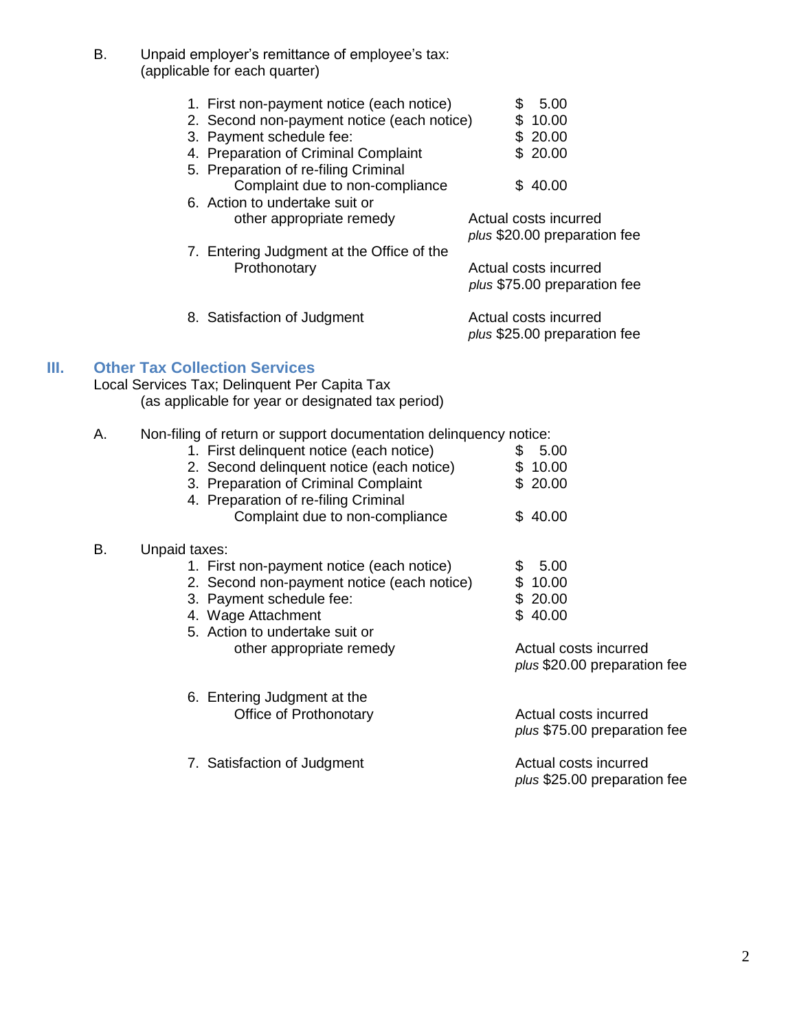B. Unpaid employer's remittance of employee's tax:
(applicable for each quarter)

| | |
|---|---|
| 1. First non-payment notice (each notice) | $ 5.00 |
| 2. Second non-payment notice (each notice) | $ 10.00 |
| 3. Payment schedule fee: | $ 20.00 |
| 4. Preparation of Criminal Complaint | $ 20.00 |
| 5. Preparation of re-filing Criminal Complaint due to non-compliance | $ 40.00 |
| 6. Action to undertake suit or other appropriate remedy | Actual costs incurred *plus* $20.00 preparation fee |
| 7. Entering Judgment at the Office of the Prothonotary | Actual costs incurred *plus* $75.00 preparation fee |
| 8. Satisfaction of Judgment | Actual costs incurred *plus* $25.00 preparation fee |

## III. Other Tax Collection Services

Local Services Tax; Delinquent Per Capita Tax
(as applicable for year or designated tax period)

A. Non-filing of return or support documentation delinquency notice:

| | |
|---|---|
| 1. First delinquent notice (each notice) | $ 5.00 |
| 2. Second delinquent notice (each notice) | $ 10.00 |
| 3. Preparation of Criminal Complaint | $ 20.00 |
| 4. Preparation of re-filing Criminal Complaint due to non-compliance | $ 40.00 |

B. Unpaid taxes:

| | |
|---|---|
| 1. First non-payment notice (each notice) | $ 5.00 |
| 2. Second non-payment notice (each notice) | $ 10.00 |
| 3. Payment schedule fee: | $ 20.00 |
| 4. Wage Attachment | $ 40.00 |
| 5. Action to undertake suit or other appropriate remedy | Actual costs incurred *plus* $20.00 preparation fee |
| 6. Entering Judgment at the Office of Prothonotary | Actual costs incurred *plus* $75.00 preparation fee |
| 7. Satisfaction of Judgment | Actual costs incurred *plus* $25.00 preparation fee |